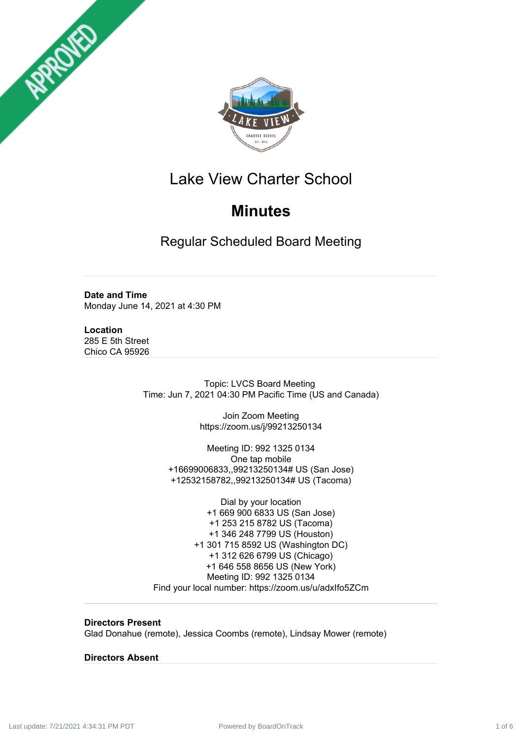APPROVED

# Lake View Charter School

## Minutes

### Regular Scheduled Board Meeting

---

**Date and Time**
Monday June 14, 2021 at 4:30 PM

**Location**
285 E 5th Street
Chico CA 95926

---

Topic: LVCS Board Meeting
Time: Jun 7, 2021 04:30 PM Pacific Time (US and Canada)

Join Zoom Meeting
https://zoom.us/j/99213250134

Meeting ID: 992 1325 0134
One tap mobile
+16699006833,,99213250134# US (San Jose)
+12532158782,,99213250134# US (Tacoma)

Dial by your location
+1 669 900 6833 US (San Jose)
+1 253 215 8782 US (Tacoma)
+1 346 248 7799 US (Houston)
+1 301 715 8592 US (Washington DC)
+1 312 626 6799 US (Chicago)
+1 646 558 8656 US (New York)
Meeting ID: 992 1325 0134
Find your local number: https://zoom.us/u/adxIfo5ZCm

---

**Directors Present**
Glad Donahue (remote), Jessica Coombs (remote), Lindsay Mower (remote)

**Directors Absent**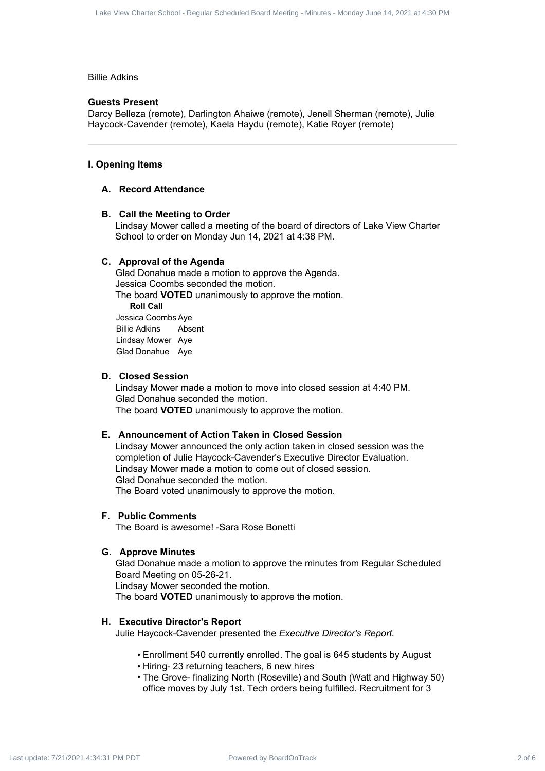Billie Adkins

**Guests Present**

Darcy Belleza (remote), Darlington Ahaiwe (remote), Jenell Sherman (remote), Julie Haycock-Cavender (remote), Kaela Haydu (remote), Katie Royer (remote)

---

## I. Opening Items

### A. Record Attendance

### B. Call the Meeting to Order

Lindsay Mower called a meeting of the board of directors of Lake View Charter School to order on Monday Jun 14, 2021 at 4:38 PM.

### C. Approval of the Agenda

Glad Donahue made a motion to approve the Agenda.
Jessica Coombs seconded the motion.
The board **VOTED** unanimously to approve the motion.

**Roll Call**

| | |
|---|---|
| Jessica Coombs | Aye |
| Billie Adkins | Absent |
| Lindsay Mower | Aye |
| Glad Donahue | Aye |

### D. Closed Session

Lindsay Mower made a motion to move into closed session at 4:40 PM.
Glad Donahue seconded the motion.
The board **VOTED** unanimously to approve the motion.

### E. Announcement of Action Taken in Closed Session

Lindsay Mower announced the only action taken in closed session was the completion of Julie Haycock-Cavender's Executive Director Evaluation.
Lindsay Mower made a motion to come out of closed session.
Glad Donahue seconded the motion.
The Board voted unanimously to approve the motion.

### F. Public Comments

The Board is awesome! -Sara Rose Bonetti

### G. Approve Minutes

Glad Donahue made a motion to approve the minutes from Regular Scheduled Board Meeting on 05-26-21.
Lindsay Mower seconded the motion.
The board **VOTED** unanimously to approve the motion.

### H. Executive Director's Report

Julie Haycock-Cavender presented the *Executive Director's Report.*

- Enrollment 540 currently enrolled. The goal is 645 students by August
- Hiring- 23 returning teachers, 6 new hires
- The Grove- finalizing North (Roseville) and South (Watt and Highway 50) office moves by July 1st. Tech orders being fulfilled. Recruitment for 3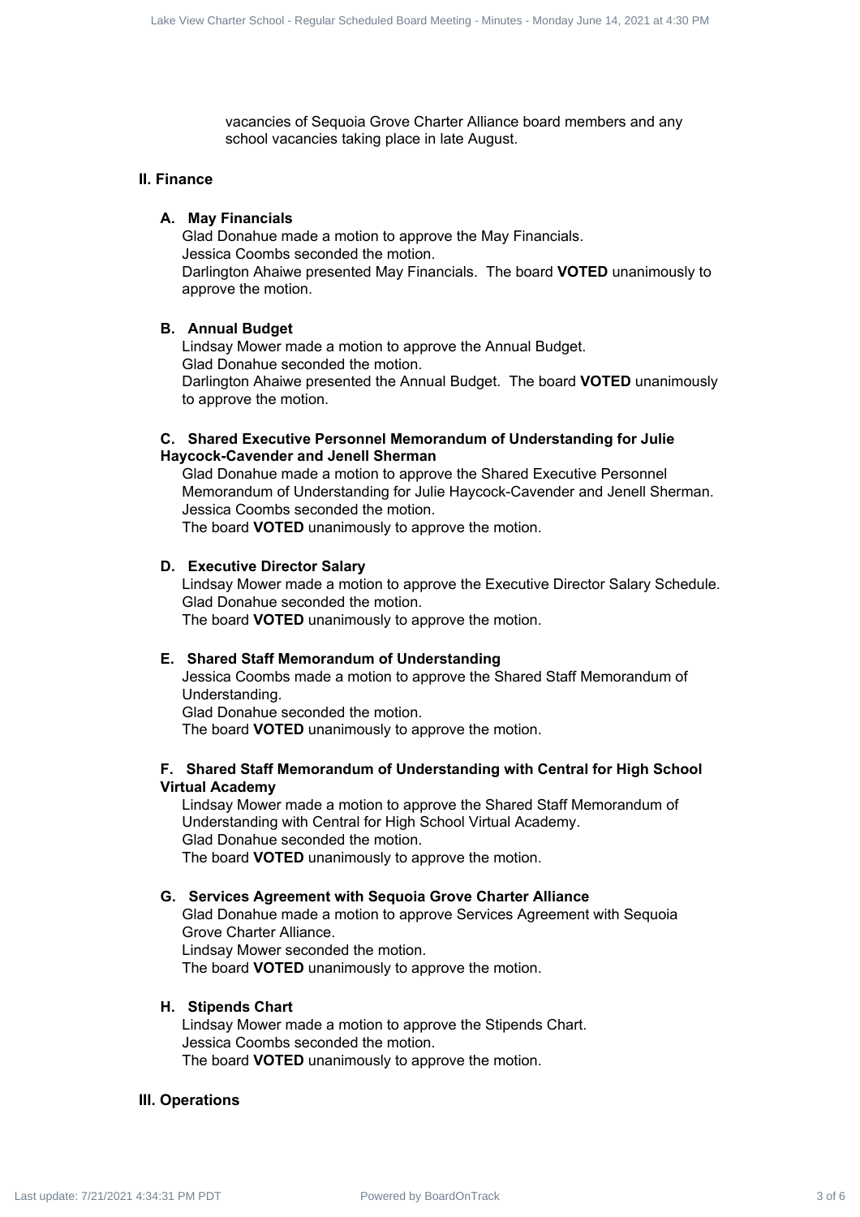vacancies of Sequoia Grove Charter Alliance board members and any school vacancies taking place in late August.

## II. Finance

### A. May Financials

Glad Donahue made a motion to approve the May Financials.
Jessica Coombs seconded the motion.
Darlington Ahaiwe presented May Financials. The board **VOTED** unanimously to approve the motion.

### B. Annual Budget

Lindsay Mower made a motion to approve the Annual Budget.
Glad Donahue seconded the motion.
Darlington Ahaiwe presented the Annual Budget. The board **VOTED** unanimously to approve the motion.

### C. Shared Executive Personnel Memorandum of Understanding for Julie Haycock-Cavender and Jenell Sherman

Glad Donahue made a motion to approve the Shared Executive Personnel Memorandum of Understanding for Julie Haycock-Cavender and Jenell Sherman.
Jessica Coombs seconded the motion.
The board **VOTED** unanimously to approve the motion.

### D. Executive Director Salary

Lindsay Mower made a motion to approve the Executive Director Salary Schedule.
Glad Donahue seconded the motion.
The board **VOTED** unanimously to approve the motion.

### E. Shared Staff Memorandum of Understanding

Jessica Coombs made a motion to approve the Shared Staff Memorandum of Understanding.
Glad Donahue seconded the motion.
The board **VOTED** unanimously to approve the motion.

### F. Shared Staff Memorandum of Understanding with Central for High School Virtual Academy

Lindsay Mower made a motion to approve the Shared Staff Memorandum of Understanding with Central for High School Virtual Academy.
Glad Donahue seconded the motion.
The board **VOTED** unanimously to approve the motion.

### G. Services Agreement with Sequoia Grove Charter Alliance

Glad Donahue made a motion to approve Services Agreement with Sequoia Grove Charter Alliance.
Lindsay Mower seconded the motion.
The board **VOTED** unanimously to approve the motion.

### H. Stipends Chart

Lindsay Mower made a motion to approve the Stipends Chart.
Jessica Coombs seconded the motion.
The board **VOTED** unanimously to approve the motion.

## III. Operations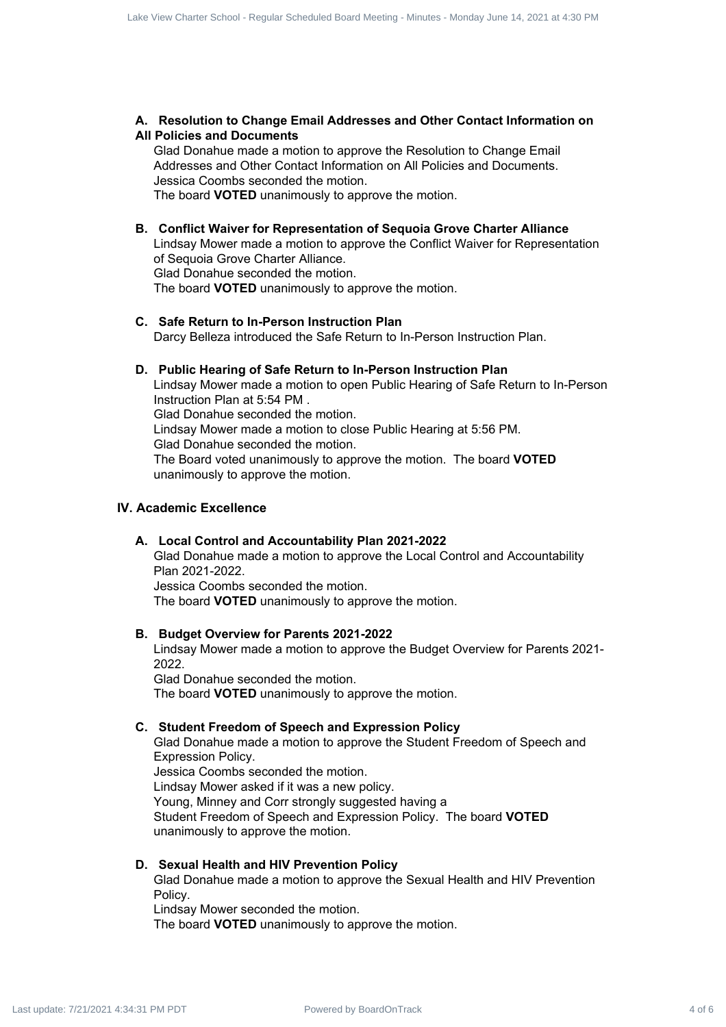### A. Resolution to Change Email Addresses and Other Contact Information on All Policies and Documents

Glad Donahue made a motion to approve the Resolution to Change Email Addresses and Other Contact Information on All Policies and Documents.
Jessica Coombs seconded the motion.
The board **VOTED** unanimously to approve the motion.

### B. Conflict Waiver for Representation of Sequoia Grove Charter Alliance

Lindsay Mower made a motion to approve the Conflict Waiver for Representation of Sequoia Grove Charter Alliance.
Glad Donahue seconded the motion.
The board **VOTED** unanimously to approve the motion.

### C. Safe Return to In-Person Instruction Plan

Darcy Belleza introduced the Safe Return to In-Person Instruction Plan.

### D. Public Hearing of Safe Return to In-Person Instruction Plan

Lindsay Mower made a motion to open Public Hearing of Safe Return to In-Person Instruction Plan at 5:54 PM .
Glad Donahue seconded the motion.
Lindsay Mower made a motion to close Public Hearing at 5:56 PM.
Glad Donahue seconded the motion.
The Board voted unanimously to approve the motion. The board **VOTED** unanimously to approve the motion.

## IV. Academic Excellence

### A. Local Control and Accountability Plan 2021-2022

Glad Donahue made a motion to approve the Local Control and Accountability Plan 2021-2022.
Jessica Coombs seconded the motion.
The board **VOTED** unanimously to approve the motion.

### B. Budget Overview for Parents 2021-2022

Lindsay Mower made a motion to approve the Budget Overview for Parents 2021-2022.
Glad Donahue seconded the motion.
The board **VOTED** unanimously to approve the motion.

### C. Student Freedom of Speech and Expression Policy

Glad Donahue made a motion to approve the Student Freedom of Speech and Expression Policy.
Jessica Coombs seconded the motion.
Lindsay Mower asked if it was a new policy.
Young, Minney and Corr strongly suggested having a Student Freedom of Speech and Expression Policy. The board **VOTED** unanimously to approve the motion.

### D. Sexual Health and HIV Prevention Policy

Glad Donahue made a motion to approve the Sexual Health and HIV Prevention Policy.
Lindsay Mower seconded the motion.
The board **VOTED** unanimously to approve the motion.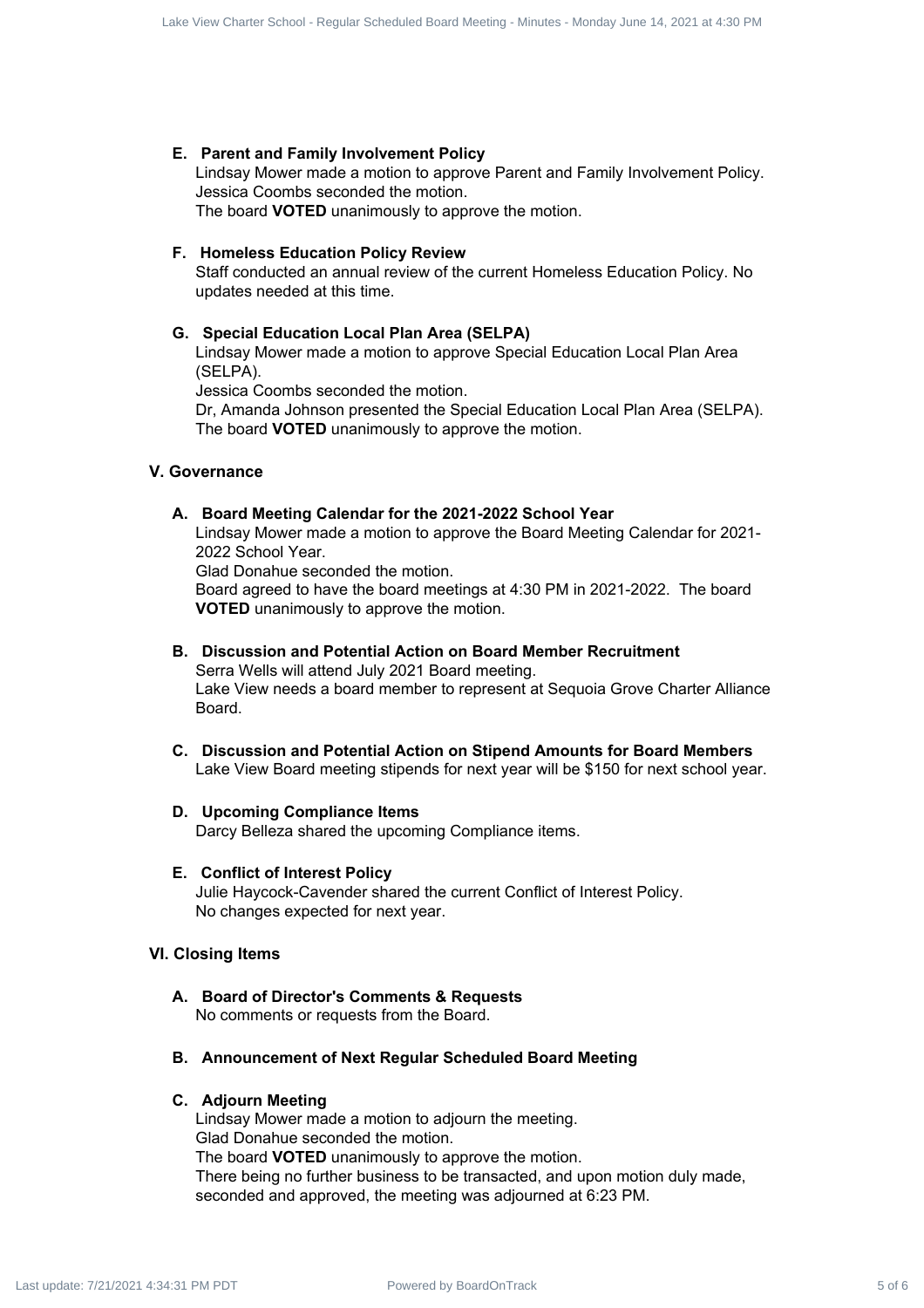### E. Parent and Family Involvement Policy

Lindsay Mower made a motion to approve Parent and Family Involvement Policy.
Jessica Coombs seconded the motion.
The board **VOTED** unanimously to approve the motion.

### F. Homeless Education Policy Review

Staff conducted an annual review of the current Homeless Education Policy. No updates needed at this time.

### G. Special Education Local Plan Area (SELPA)

Lindsay Mower made a motion to approve Special Education Local Plan Area (SELPA).
Jessica Coombs seconded the motion.
Dr, Amanda Johnson presented the Special Education Local Plan Area (SELPA).
The board **VOTED** unanimously to approve the motion.

## V. Governance

### A. Board Meeting Calendar for the 2021-2022 School Year

Lindsay Mower made a motion to approve the Board Meeting Calendar for 2021-2022 School Year.
Glad Donahue seconded the motion.
Board agreed to have the board meetings at 4:30 PM in 2021-2022. The board **VOTED** unanimously to approve the motion.

### B. Discussion and Potential Action on Board Member Recruitment

Serra Wells will attend July 2021 Board meeting.
Lake View needs a board member to represent at Sequoia Grove Charter Alliance Board.

### C. Discussion and Potential Action on Stipend Amounts for Board Members

Lake View Board meeting stipends for next year will be $150 for next school year.

### D. Upcoming Compliance Items

Darcy Belleza shared the upcoming Compliance items.

### E. Conflict of Interest Policy

Julie Haycock-Cavender shared the current Conflict of Interest Policy.
No changes expected for next year.

## VI. Closing Items

### A. Board of Director's Comments & Requests

No comments or requests from the Board.

### B. Announcement of Next Regular Scheduled Board Meeting

### C. Adjourn Meeting

Lindsay Mower made a motion to adjourn the meeting.
Glad Donahue seconded the motion.
The board **VOTED** unanimously to approve the motion.
There being no further business to be transacted, and upon motion duly made, seconded and approved, the meeting was adjourned at 6:23 PM.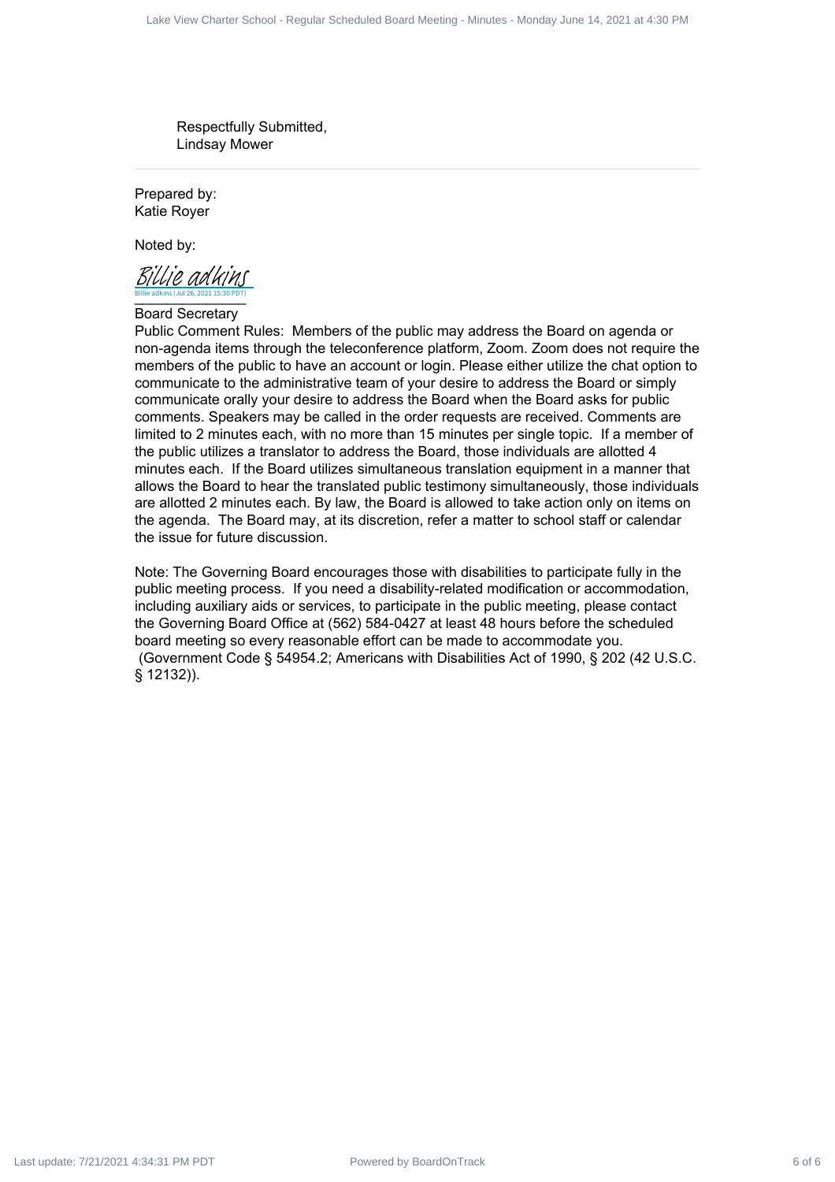Respectfully Submitted,
Lindsay Mower

---

Prepared by:
Katie Royer

Noted by:

Billie adkins
Billie adkins (Jul 26, 2021 15:30 PDT)

Board Secretary

Public Comment Rules: Members of the public may address the Board on agenda or non-agenda items through the teleconference platform, Zoom. Zoom does not require the members of the public to have an account or login. Please either utilize the chat option to communicate to the administrative team of your desire to address the Board or simply communicate orally your desire to address the Board when the Board asks for public comments. Speakers may be called in the order requests are received. Comments are limited to 2 minutes each, with no more than 15 minutes per single topic. If a member of the public utilizes a translator to address the Board, those individuals are allotted 4 minutes each. If the Board utilizes simultaneous translation equipment in a manner that allows the Board to hear the translated public testimony simultaneously, those individuals are allotted 2 minutes each. By law, the Board is allowed to take action only on items on the agenda. The Board may, at its discretion, refer a matter to school staff or calendar the issue for future discussion.

Note: The Governing Board encourages those with disabilities to participate fully in the public meeting process. If you need a disability-related modification or accommodation, including auxiliary aids or services, to participate in the public meeting, please contact the Governing Board Office at (562) 584-0427 at least 48 hours before the scheduled board meeting so every reasonable effort can be made to accommodate you. (Government Code § 54954.2; Americans with Disabilities Act of 1990, § 202 (42 U.S.C. § 12132)).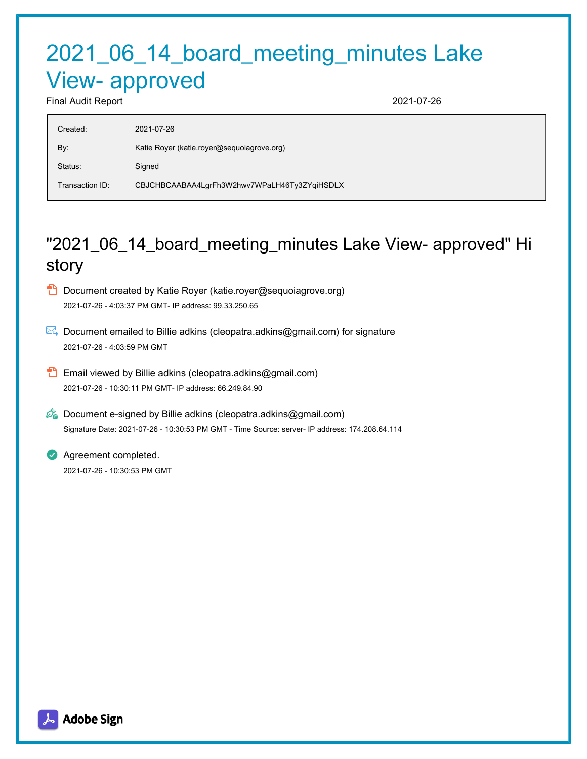# 2021_06_14_board_meeting_minutes Lake View- approved

Final Audit Report 2021-07-26

| | |
|---|---|
| Created: | 2021-07-26 |
| By: | Katie Royer (katie.royer@sequoiagrove.org) |
| Status: | Signed |
| Transaction ID: | CBJCHBCAABAA4LgrFh3W2hwv7WPaLH46Ty3ZYqiHSDLX |

## "2021_06_14_board_meeting_minutes Lake View- approved" History

- Document created by Katie Royer (katie.royer@sequoiagrove.org)
  2021-07-26 - 4:03:37 PM GMT- IP address: 99.33.250.65

- Document emailed to Billie adkins (cleopatra.adkins@gmail.com) for signature
  2021-07-26 - 4:03:59 PM GMT

- Email viewed by Billie adkins (cleopatra.adkins@gmail.com)
  2021-07-26 - 10:30:11 PM GMT- IP address: 66.249.84.90

- Document e-signed by Billie adkins (cleopatra.adkins@gmail.com)
  Signature Date: 2021-07-26 - 10:30:53 PM GMT - Time Source: server- IP address: 174.208.64.114

- Agreement completed.
  2021-07-26 - 10:30:53 PM GMT

Adobe Sign